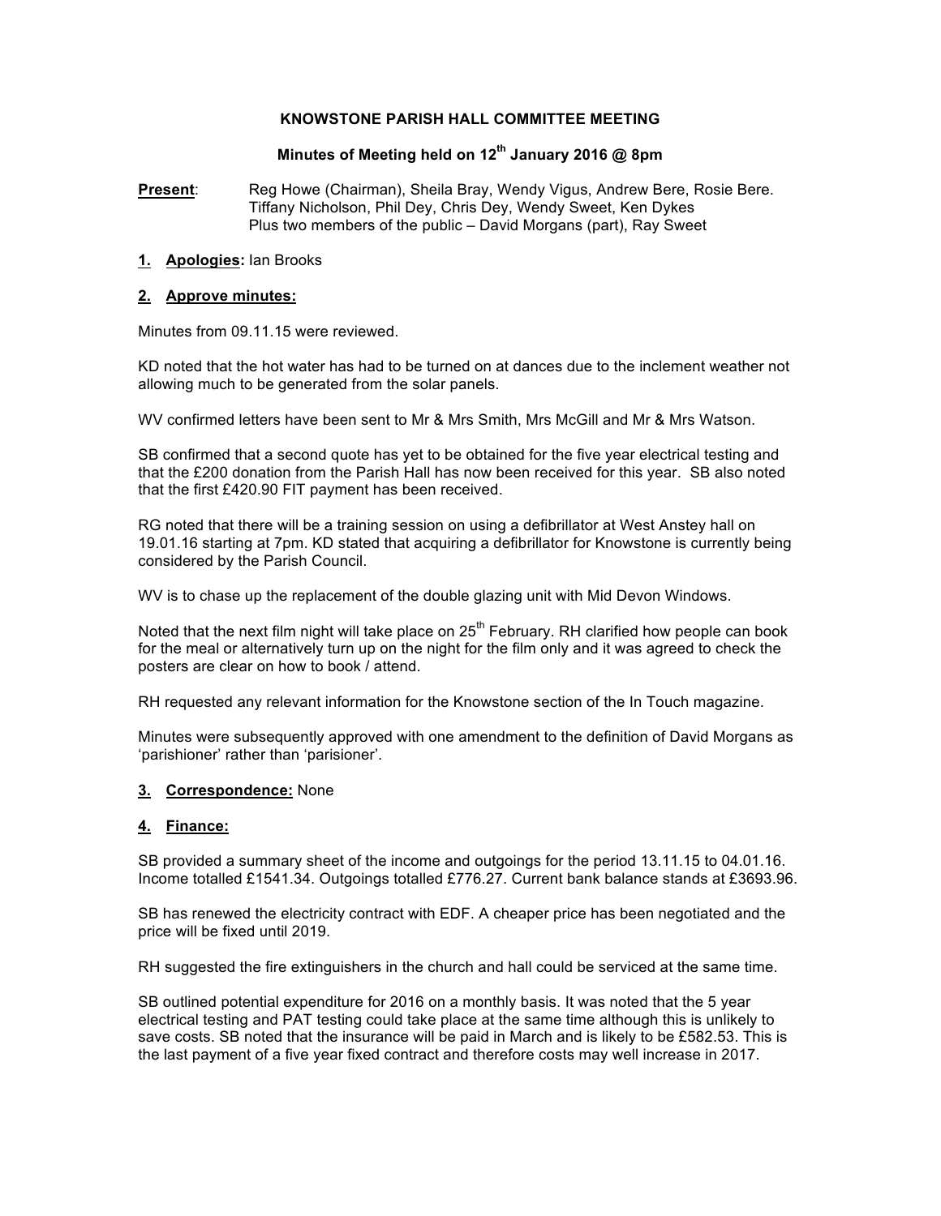# KNOWSTONE PARISH HALL COMMITTEE MEETING

## Minutes of Meeting held on 12th January 2016 @ 8pm

**Present**: Reg Howe (Chairman), Sheila Bray, Wendy Vigus, Andrew Bere, Rosie Bere. Tiffany Nicholson, Phil Dey, Chris Dey, Wendy Sweet, Ken Dykes
Plus two members of the public – David Morgans (part), Ray Sweet

**1. Apologies:** Ian Brooks

**2. Approve minutes:**

Minutes from 09.11.15 were reviewed.

KD noted that the hot water has had to be turned on at dances due to the inclement weather not allowing much to be generated from the solar panels.

WV confirmed letters have been sent to Mr & Mrs Smith, Mrs McGill and Mr & Mrs Watson.

SB confirmed that a second quote has yet to be obtained for the five year electrical testing and that the £200 donation from the Parish Hall has now been received for this year. SB also noted that the first £420.90 FIT payment has been received.

RG noted that there will be a training session on using a defibrillator at West Anstey hall on 19.01.16 starting at 7pm. KD stated that acquiring a defibrillator for Knowstone is currently being considered by the Parish Council.

WV is to chase up the replacement of the double glazing unit with Mid Devon Windows.

Noted that the next film night will take place on 25th February. RH clarified how people can book for the meal or alternatively turn up on the night for the film only and it was agreed to check the posters are clear on how to book / attend.

RH requested any relevant information for the Knowstone section of the In Touch magazine.

Minutes were subsequently approved with one amendment to the definition of David Morgans as 'parishioner' rather than 'parisioner'.

**3. Correspondence:** None

**4. Finance:**

SB provided a summary sheet of the income and outgoings for the period 13.11.15 to 04.01.16. Income totalled £1541.34. Outgoings totalled £776.27. Current bank balance stands at £3693.96.

SB has renewed the electricity contract with EDF. A cheaper price has been negotiated and the price will be fixed until 2019.

RH suggested the fire extinguishers in the church and hall could be serviced at the same time.

SB outlined potential expenditure for 2016 on a monthly basis. It was noted that the 5 year electrical testing and PAT testing could take place at the same time although this is unlikely to save costs. SB noted that the insurance will be paid in March and is likely to be £582.53. This is the last payment of a five year fixed contract and therefore costs may well increase in 2017.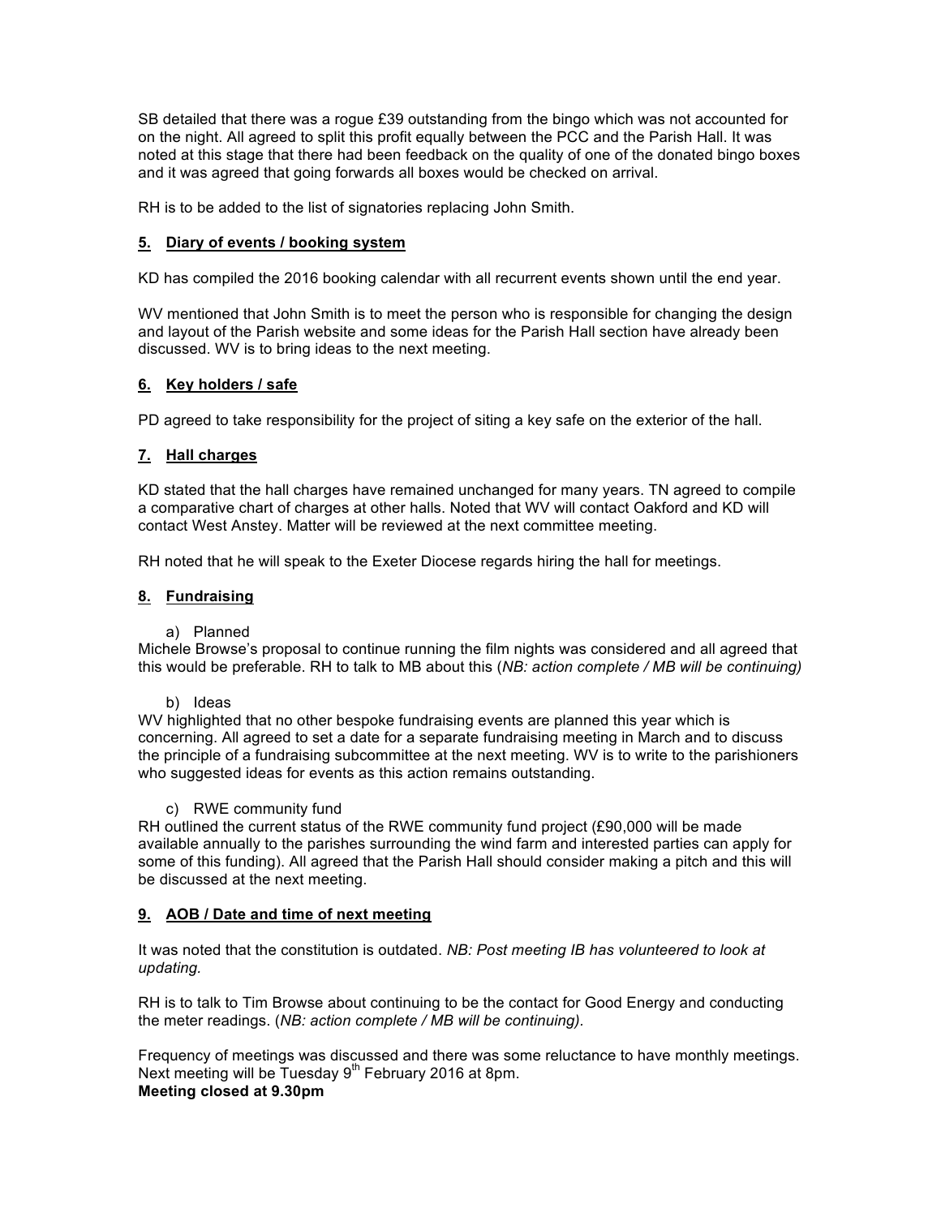SB detailed that there was a rogue £39 outstanding from the bingo which was not accounted for on the night. All agreed to split this profit equally between the PCC and the Parish Hall. It was noted at this stage that there had been feedback on the quality of one of the donated bingo boxes and it was agreed that going forwards all boxes would be checked on arrival.

RH is to be added to the list of signatories replacing John Smith.

## 5. Diary of events / booking system

KD has compiled the 2016 booking calendar with all recurrent events shown until the end year.

WV mentioned that John Smith is to meet the person who is responsible for changing the design and layout of the Parish website and some ideas for the Parish Hall section have already been discussed. WV is to bring ideas to the next meeting.

## 6. Key holders / safe

PD agreed to take responsibility for the project of siting a key safe on the exterior of the hall.

## 7. Hall charges

KD stated that the hall charges have remained unchanged for many years. TN agreed to compile a comparative chart of charges at other halls. Noted that WV will contact Oakford and KD will contact West Anstey. Matter will be reviewed at the next committee meeting.

RH noted that he will speak to the Exeter Diocese regards hiring the hall for meetings.

## 8. Fundraising

a) Planned

Michele Browse's proposal to continue running the film nights was considered and all agreed that this would be preferable. RH to talk to MB about this (*NB: action complete / MB will be continuing)*

b) Ideas

WV highlighted that no other bespoke fundraising events are planned this year which is concerning. All agreed to set a date for a separate fundraising meeting in March and to discuss the principle of a fundraising subcommittee at the next meeting. WV is to write to the parishioners who suggested ideas for events as this action remains outstanding.

c) RWE community fund

RH outlined the current status of the RWE community fund project (£90,000 will be made available annually to the parishes surrounding the wind farm and interested parties can apply for some of this funding). All agreed that the Parish Hall should consider making a pitch and this will be discussed at the next meeting.

## 9. AOB / Date and time of next meeting

It was noted that the constitution is outdated. *NB: Post meeting IB has volunteered to look at updating.*

RH is to talk to Tim Browse about continuing to be the contact for Good Energy and conducting the meter readings. (*NB: action complete / MB will be continuing).*

Frequency of meetings was discussed and there was some reluctance to have monthly meetings. Next meeting will be Tuesday 9th February 2016 at 8pm.

**Meeting closed at 9.30pm**